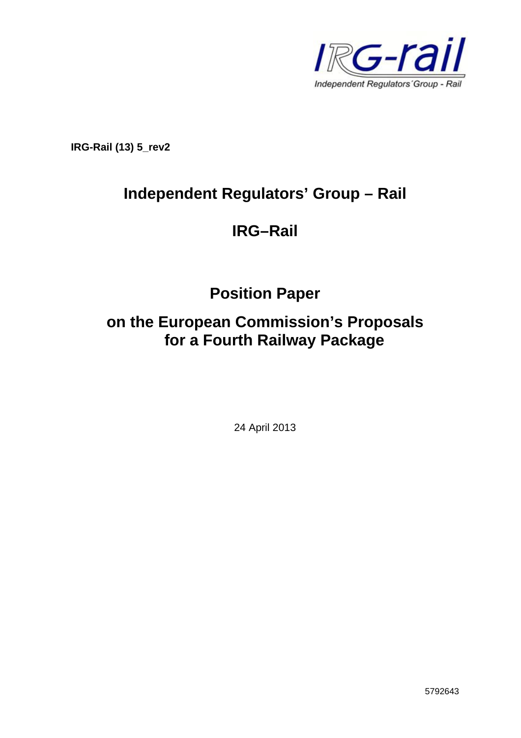IRG-rail

Independent Regulators´Group - Rail

**IRG-Rail (13) 5_rev2**

# Independent Regulators' Group – Rail

# IRG–Rail

# Position Paper

# on the European Commission's Proposals for a Fourth Railway Package

24 April 2013

5792643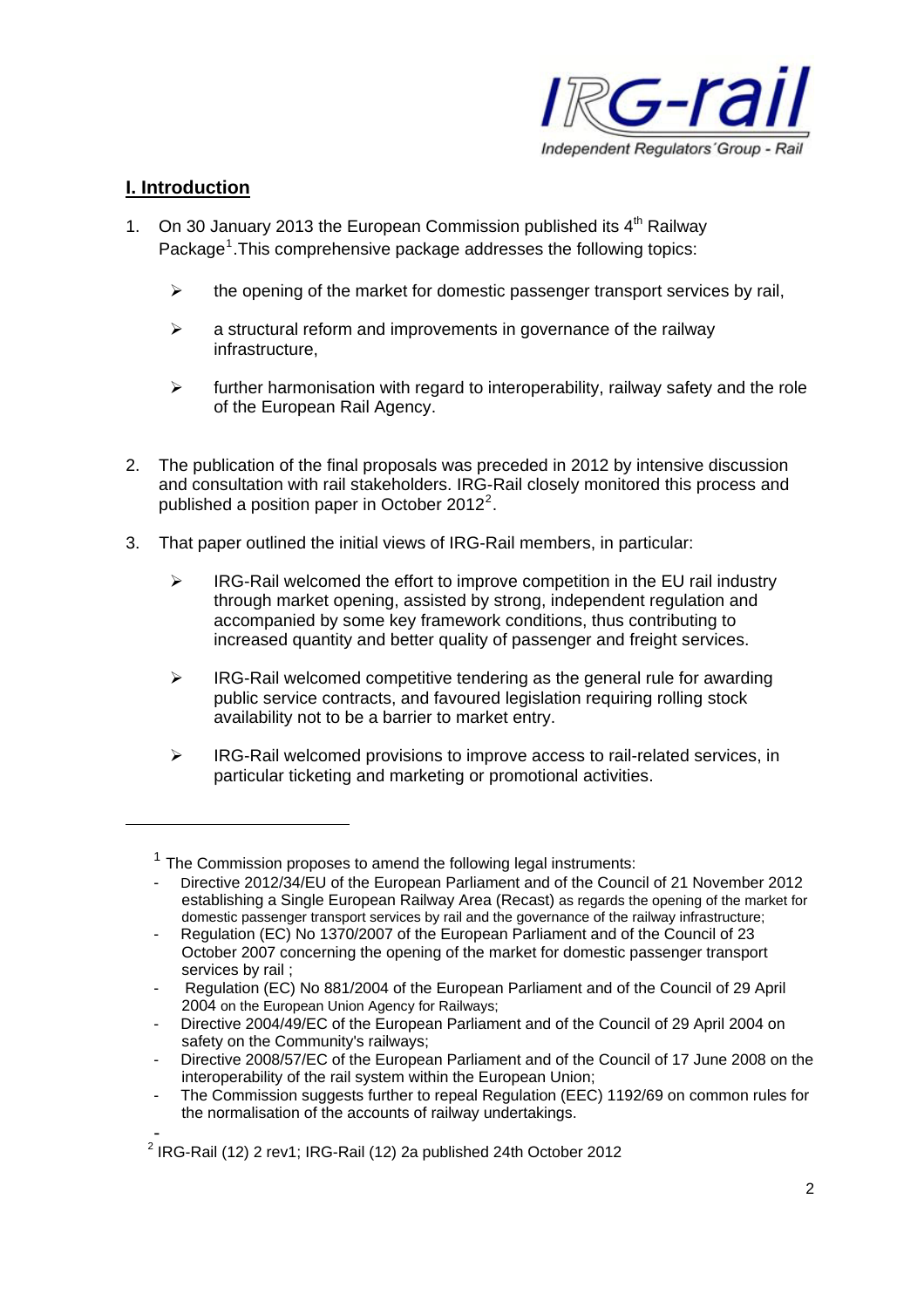## I. Introduction

1. On 30 January 2013 the European Commission published its 4th Railway Package[1]. This comprehensive package addresses the following topics:

   - the opening of the market for domestic passenger transport services by rail,
   - a structural reform and improvements in governance of the railway infrastructure,
   - further harmonisation with regard to interoperability, railway safety and the role of the European Rail Agency.

2. The publication of the final proposals was preceded in 2012 by intensive discussion and consultation with rail stakeholders. IRG-Rail closely monitored this process and published a position paper in October 2012[2].

3. That paper outlined the initial views of IRG-Rail members, in particular:

   - IRG-Rail welcomed the effort to improve competition in the EU rail industry through market opening, assisted by strong, independent regulation and accompanied by some key framework conditions, thus contributing to increased quantity and better quality of passenger and freight services.
   - IRG-Rail welcomed competitive tendering as the general rule for awarding public service contracts, and favoured legislation requiring rolling stock availability not to be a barrier to market entry.
   - IRG-Rail welcomed provisions to improve access to rail-related services, in particular ticketing and marketing or promotional activities.

---

[1] The Commission proposes to amend the following legal instruments:

- Directive 2012/34/EU of the European Parliament and of the Council of 21 November 2012 establishing a Single European Railway Area (Recast) as regards the opening of the market for domestic passenger transport services by rail and the governance of the railway infrastructure;
- Regulation (EC) No 1370/2007 of the European Parliament and of the Council of 23 October 2007 concerning the opening of the market for domestic passenger transport services by rail ;
- Regulation (EC) No 881/2004 of the European Parliament and of the Council of 29 April 2004 on the European Union Agency for Railways;
- Directive 2004/49/EC of the European Parliament and of the Council of 29 April 2004 on safety on the Community's railways;
- Directive 2008/57/EC of the European Parliament and of the Council of 17 June 2008 on the interoperability of the rail system within the European Union;
- The Commission suggests further to repeal Regulation (EEC) 1192/69 on common rules for the normalisation of the accounts of railway undertakings.

[2] IRG-Rail (12) 2 rev1; IRG-Rail (12) 2a published 24th October 2012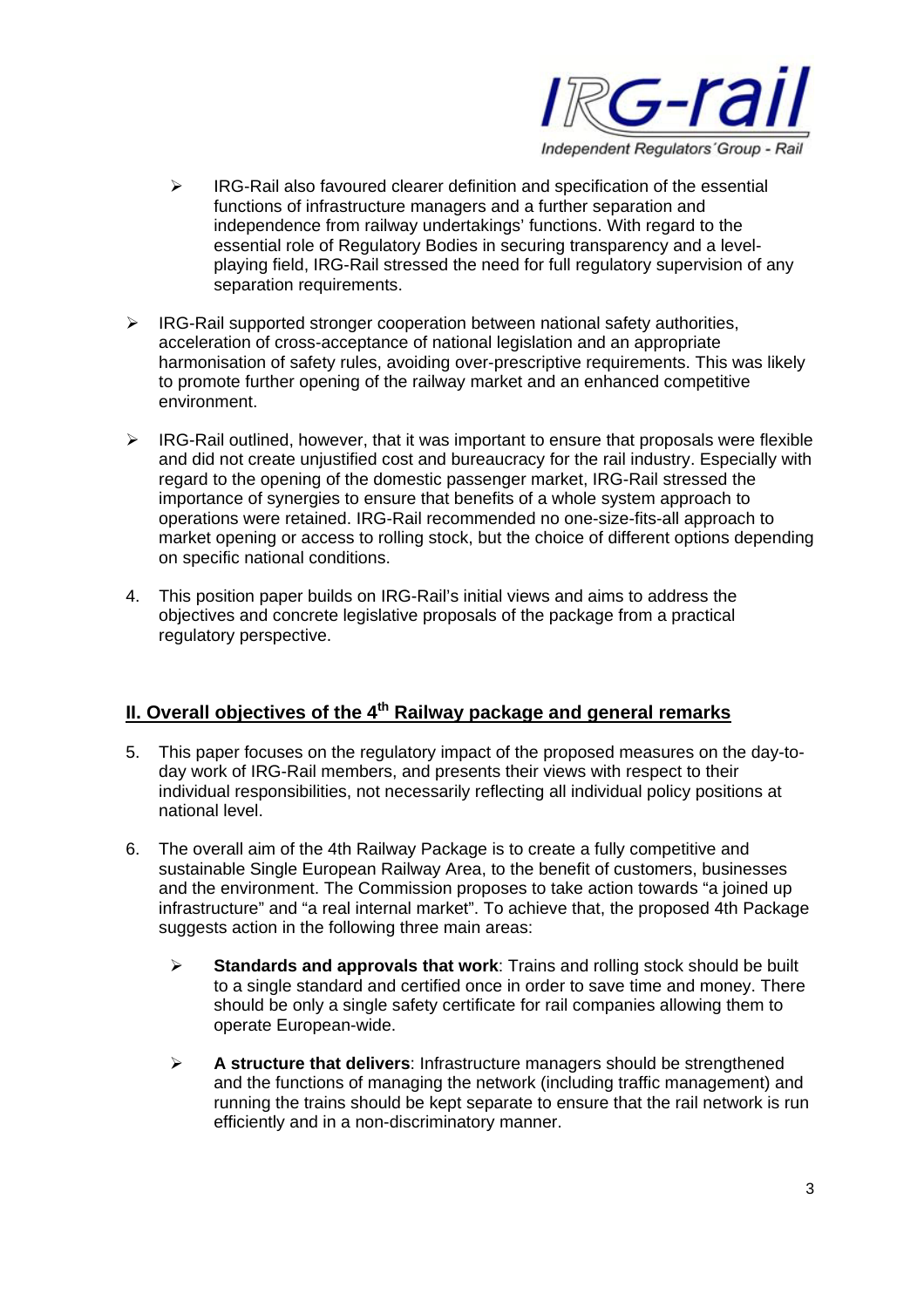- IRG-Rail also favoured clearer definition and specification of the essential functions of infrastructure managers and a further separation and independence from railway undertakings' functions. With regard to the essential role of Regulatory Bodies in securing transparency and a level-playing field, IRG-Rail stressed the need for full regulatory supervision of any separation requirements.

- IRG-Rail supported stronger cooperation between national safety authorities, acceleration of cross-acceptance of national legislation and an appropriate harmonisation of safety rules, avoiding over-prescriptive requirements. This was likely to promote further opening of the railway market and an enhanced competitive environment.

- IRG-Rail outlined, however, that it was important to ensure that proposals were flexible and did not create unjustified cost and bureaucracy for the rail industry. Especially with regard to the opening of the domestic passenger market, IRG-Rail stressed the importance of synergies to ensure that benefits of a whole system approach to operations were retained. IRG-Rail recommended no one-size-fits-all approach to market opening or access to rolling stock, but the choice of different options depending on specific national conditions.

4. This position paper builds on IRG-Rail's initial views and aims to address the objectives and concrete legislative proposals of the package from a practical regulatory perspective.

## II. Overall objectives of the 4th Railway package and general remarks

5. This paper focuses on the regulatory impact of the proposed measures on the day-to-day work of IRG-Rail members, and presents their views with respect to their individual responsibilities, not necessarily reflecting all individual policy positions at national level.

6. The overall aim of the 4th Railway Package is to create a fully competitive and sustainable Single European Railway Area, to the benefit of customers, businesses and the environment. The Commission proposes to take action towards "a joined up infrastructure" and "a real internal market". To achieve that, the proposed 4th Package suggests action in the following three main areas:

   - **Standards and approvals that work**: Trains and rolling stock should be built to a single standard and certified once in order to save time and money. There should be only a single safety certificate for rail companies allowing them to operate European-wide.

   - **A structure that delivers**: Infrastructure managers should be strengthened and the functions of managing the network (including traffic management) and running the trains should be kept separate to ensure that the rail network is run efficiently and in a non-discriminatory manner.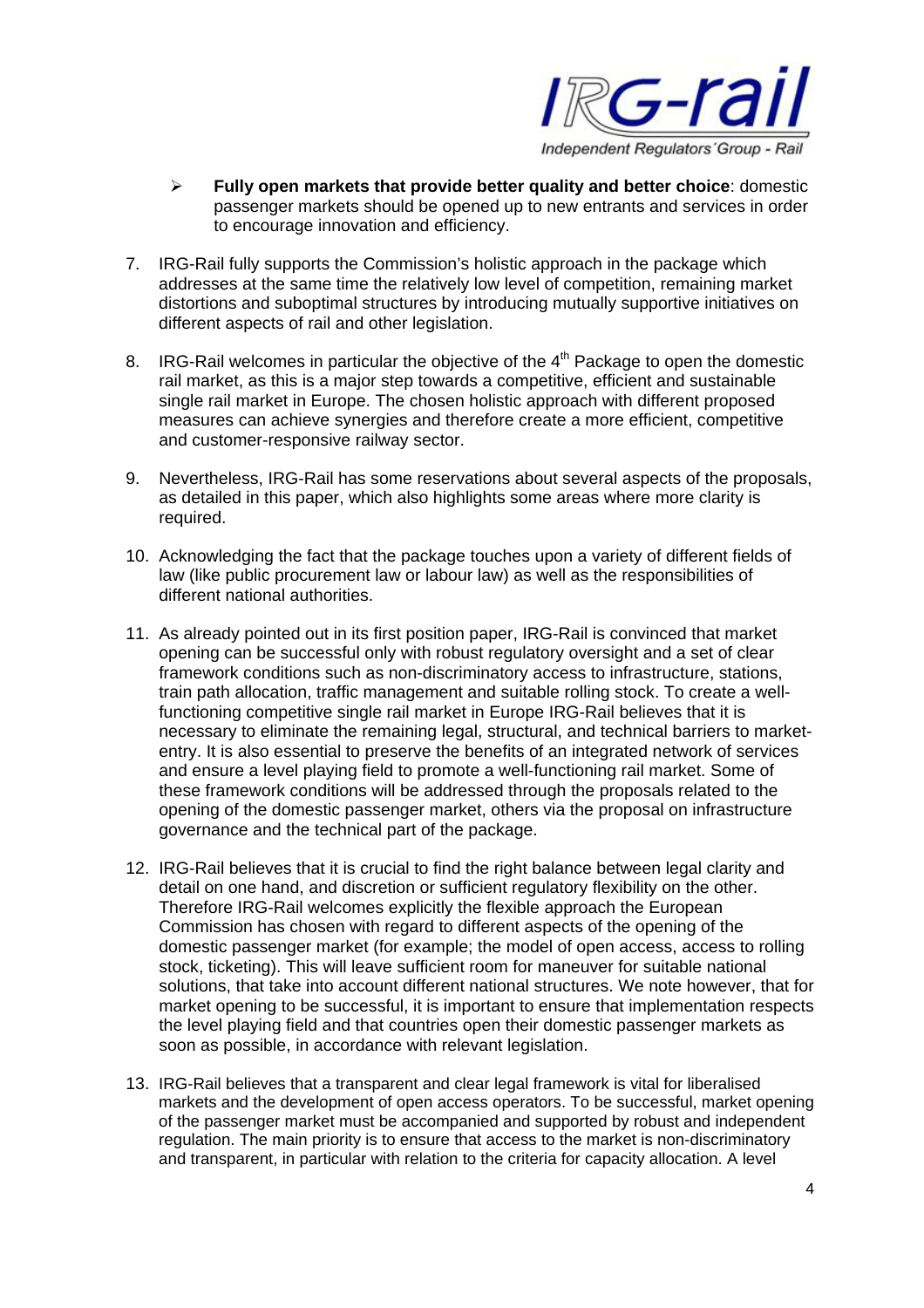- **Fully open markets that provide better quality and better choice**: domestic passenger markets should be opened up to new entrants and services in order to encourage innovation and efficiency.

7. IRG-Rail fully supports the Commission's holistic approach in the package which addresses at the same time the relatively low level of competition, remaining market distortions and suboptimal structures by introducing mutually supportive initiatives on different aspects of rail and other legislation.

8. IRG-Rail welcomes in particular the objective of the 4th Package to open the domestic rail market, as this is a major step towards a competitive, efficient and sustainable single rail market in Europe. The chosen holistic approach with different proposed measures can achieve synergies and therefore create a more efficient, competitive and customer-responsive railway sector.

9. Nevertheless, IRG-Rail has some reservations about several aspects of the proposals, as detailed in this paper, which also highlights some areas where more clarity is required.

10. Acknowledging the fact that the package touches upon a variety of different fields of law (like public procurement law or labour law) as well as the responsibilities of different national authorities.

11. As already pointed out in its first position paper, IRG-Rail is convinced that market opening can be successful only with robust regulatory oversight and a set of clear framework conditions such as non-discriminatory access to infrastructure, stations, train path allocation, traffic management and suitable rolling stock. To create a well-functioning competitive single rail market in Europe IRG-Rail believes that it is necessary to eliminate the remaining legal, structural, and technical barriers to market-entry. It is also essential to preserve the benefits of an integrated network of services and ensure a level playing field to promote a well-functioning rail market. Some of these framework conditions will be addressed through the proposals related to the opening of the domestic passenger market, others via the proposal on infrastructure governance and the technical part of the package.

12. IRG-Rail believes that it is crucial to find the right balance between legal clarity and detail on one hand, and discretion or sufficient regulatory flexibility on the other. Therefore IRG-Rail welcomes explicitly the flexible approach the European Commission has chosen with regard to different aspects of the opening of the domestic passenger market (for example; the model of open access, access to rolling stock, ticketing). This will leave sufficient room for maneuver for suitable national solutions, that take into account different national structures. We note however, that for market opening to be successful, it is important to ensure that implementation respects the level playing field and that countries open their domestic passenger markets as soon as possible, in accordance with relevant legislation.

13. IRG-Rail believes that a transparent and clear legal framework is vital for liberalised markets and the development of open access operators. To be successful, market opening of the passenger market must be accompanied and supported by robust and independent regulation. The main priority is to ensure that access to the market is non-discriminatory and transparent, in particular with relation to the criteria for capacity allocation. A level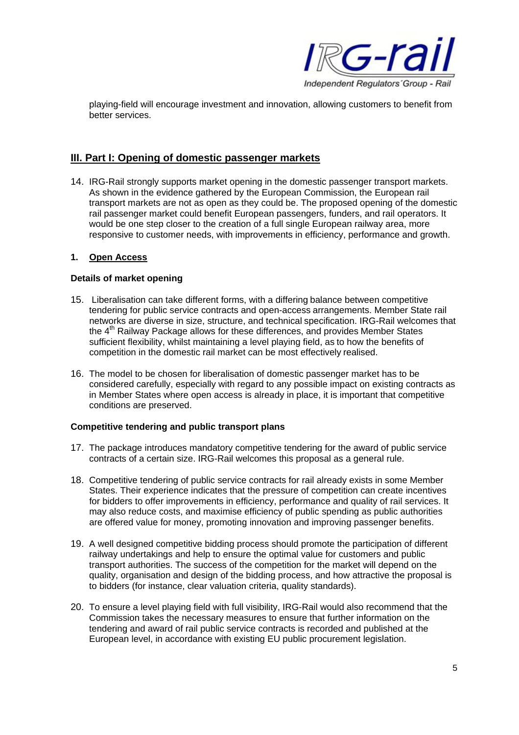playing-field will encourage investment and innovation, allowing customers to benefit from better services.

## III. Part I: Opening of domestic passenger markets

14. IRG-Rail strongly supports market opening in the domestic passenger transport markets. As shown in the evidence gathered by the European Commission, the European rail transport markets are not as open as they could be. The proposed opening of the domestic rail passenger market could benefit European passengers, funders, and rail operators. It would be one step closer to the creation of a full single European railway area, more responsive to customer needs, with improvements in efficiency, performance and growth.

### 1. Open Access

**Details of market opening**

15. Liberalisation can take different forms, with a differing balance between competitive tendering for public service contracts and open-access arrangements. Member State rail networks are diverse in size, structure, and technical specification. IRG-Rail welcomes that the 4th Railway Package allows for these differences, and provides Member States sufficient flexibility, whilst maintaining a level playing field, as to how the benefits of competition in the domestic rail market can be most effectively realised.

16. The model to be chosen for liberalisation of domestic passenger market has to be considered carefully, especially with regard to any possible impact on existing contracts as in Member States where open access is already in place, it is important that competitive conditions are preserved.

**Competitive tendering and public transport plans**

17. The package introduces mandatory competitive tendering for the award of public service contracts of a certain size. IRG-Rail welcomes this proposal as a general rule.

18. Competitive tendering of public service contracts for rail already exists in some Member States. Their experience indicates that the pressure of competition can create incentives for bidders to offer improvements in efficiency, performance and quality of rail services. It may also reduce costs, and maximise efficiency of public spending as public authorities are offered value for money, promoting innovation and improving passenger benefits.

19. A well designed competitive bidding process should promote the participation of different railway undertakings and help to ensure the optimal value for customers and public transport authorities. The success of the competition for the market will depend on the quality, organisation and design of the bidding process, and how attractive the proposal is to bidders (for instance, clear valuation criteria, quality standards).

20. To ensure a level playing field with full visibility, IRG-Rail would also recommend that the Commission takes the necessary measures to ensure that further information on the tendering and award of rail public service contracts is recorded and published at the European level, in accordance with existing EU public procurement legislation.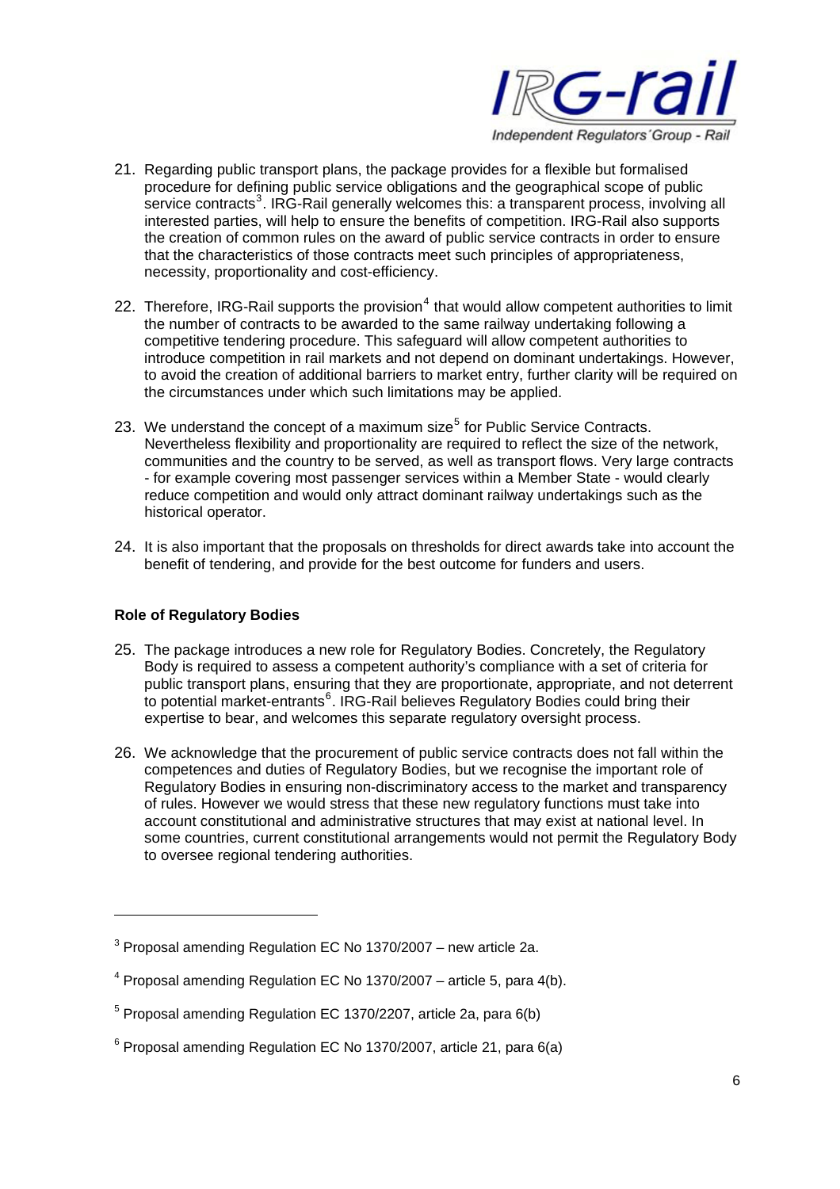21. Regarding public transport plans, the package provides for a flexible but formalised procedure for defining public service obligations and the geographical scope of public service contracts[3]. IRG-Rail generally welcomes this: a transparent process, involving all interested parties, will help to ensure the benefits of competition. IRG-Rail also supports the creation of common rules on the award of public service contracts in order to ensure that the characteristics of those contracts meet such principles of appropriateness, necessity, proportionality and cost-efficiency.

22. Therefore, IRG-Rail supports the provision[4] that would allow competent authorities to limit the number of contracts to be awarded to the same railway undertaking following a competitive tendering procedure. This safeguard will allow competent authorities to introduce competition in rail markets and not depend on dominant undertakings. However, to avoid the creation of additional barriers to market entry, further clarity will be required on the circumstances under which such limitations may be applied.

23. We understand the concept of a maximum size[5] for Public Service Contracts. Nevertheless flexibility and proportionality are required to reflect the size of the network, communities and the country to be served, as well as transport flows. Very large contracts - for example covering most passenger services within a Member State - would clearly reduce competition and would only attract dominant railway undertakings such as the historical operator.

24. It is also important that the proposals on thresholds for direct awards take into account the benefit of tendering, and provide for the best outcome for funders and users.

**Role of Regulatory Bodies**

25. The package introduces a new role for Regulatory Bodies. Concretely, the Regulatory Body is required to assess a competent authority's compliance with a set of criteria for public transport plans, ensuring that they are proportionate, appropriate, and not deterrent to potential market-entrants[6]. IRG-Rail believes Regulatory Bodies could bring their expertise to bear, and welcomes this separate regulatory oversight process.

26. We acknowledge that the procurement of public service contracts does not fall within the competences and duties of Regulatory Bodies, but we recognise the important role of Regulatory Bodies in ensuring non-discriminatory access to the market and transparency of rules. However we would stress that these new regulatory functions must take into account constitutional and administrative structures that may exist at national level. In some countries, current constitutional arrangements would not permit the Regulatory Body to oversee regional tendering authorities.

---

[3] Proposal amending Regulation EC No 1370/2007 – new article 2a.

[4] Proposal amending Regulation EC No 1370/2007 – article 5, para 4(b).

[5] Proposal amending Regulation EC 1370/2207, article 2a, para 6(b)

[6] Proposal amending Regulation EC No 1370/2007, article 21, para 6(a)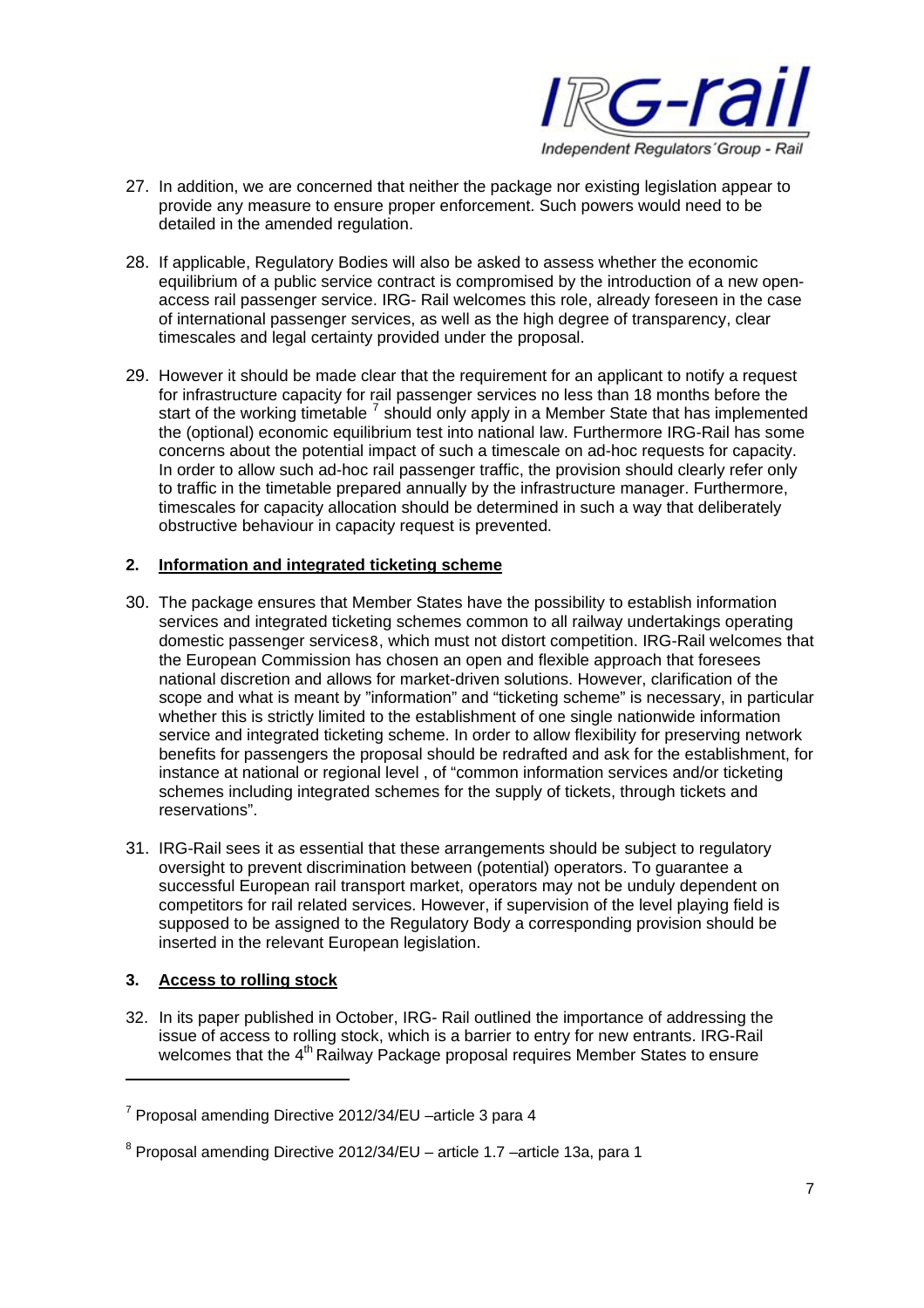27. In addition, we are concerned that neither the package nor existing legislation appear to provide any measure to ensure proper enforcement. Such powers would need to be detailed in the amended regulation.

28. If applicable, Regulatory Bodies will also be asked to assess whether the economic equilibrium of a public service contract is compromised by the introduction of a new open-access rail passenger service. IRG- Rail welcomes this role, already foreseen in the case of international passenger services, as well as the high degree of transparency, clear timescales and legal certainty provided under the proposal.

29. However it should be made clear that the requirement for an applicant to notify a request for infrastructure capacity for rail passenger services no less than 18 months before the start of the working timetable [7] should only apply in a Member State that has implemented the (optional) economic equilibrium test into national law. Furthermore IRG-Rail has some concerns about the potential impact of such a timescale on ad-hoc requests for capacity. In order to allow such ad-hoc rail passenger traffic, the provision should clearly refer only to traffic in the timetable prepared annually by the infrastructure manager. Furthermore, timescales for capacity allocation should be determined in such a way that deliberately obstructive behaviour in capacity request is prevented.

## 2. Information and integrated ticketing scheme

30. The package ensures that Member States have the possibility to establish information services and integrated ticketing schemes common to all railway undertakings operating domestic passenger services8, which must not distort competition. IRG-Rail welcomes that the European Commission has chosen an open and flexible approach that foresees national discretion and allows for market-driven solutions. However, clarification of the scope and what is meant by "information" and "ticketing scheme" is necessary, in particular whether this is strictly limited to the establishment of one single nationwide information service and integrated ticketing scheme. In order to allow flexibility for preserving network benefits for passengers the proposal should be redrafted and ask for the establishment, for instance at national or regional level , of "common information services and/or ticketing schemes including integrated schemes for the supply of tickets, through tickets and reservations".

31. IRG-Rail sees it as essential that these arrangements should be subject to regulatory oversight to prevent discrimination between (potential) operators. To guarantee a successful European rail transport market, operators may not be unduly dependent on competitors for rail related services. However, if supervision of the level playing field is supposed to be assigned to the Regulatory Body a corresponding provision should be inserted in the relevant European legislation.

## 3. Access to rolling stock

32. In its paper published in October, IRG- Rail outlined the importance of addressing the issue of access to rolling stock, which is a barrier to entry for new entrants. IRG-Rail welcomes that the 4th Railway Package proposal requires Member States to ensure

---

[7] Proposal amending Directive 2012/34/EU –article 3 para 4

[8] Proposal amending Directive 2012/34/EU – article 1.7 –article 13a, para 1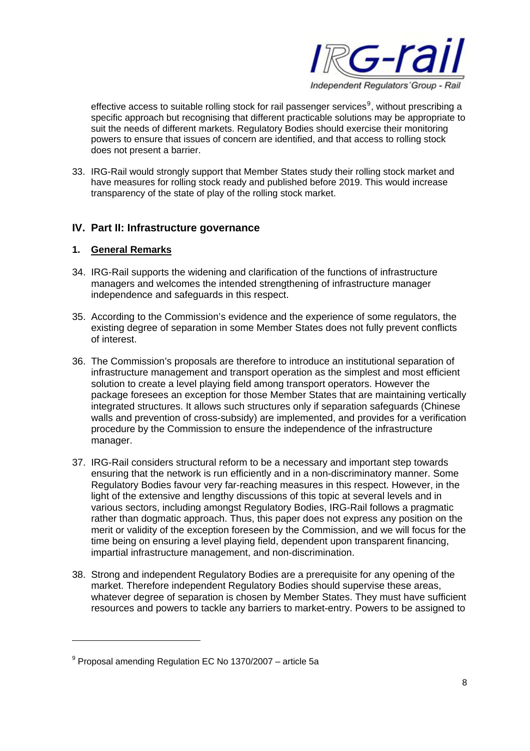effective access to suitable rolling stock for rail passenger services[9], without prescribing a specific approach but recognising that different practicable solutions may be appropriate to suit the needs of different markets. Regulatory Bodies should exercise their monitoring powers to ensure that issues of concern are identified, and that access to rolling stock does not present a barrier.

33. IRG-Rail would strongly support that Member States study their rolling stock market and have measures for rolling stock ready and published before 2019. This would increase transparency of the state of play of the rolling stock market.

## IV. Part II: Infrastructure governance

### 1. General Remarks

34. IRG-Rail supports the widening and clarification of the functions of infrastructure managers and welcomes the intended strengthening of infrastructure manager independence and safeguards in this respect.

35. According to the Commission's evidence and the experience of some regulators, the existing degree of separation in some Member States does not fully prevent conflicts of interest.

36. The Commission's proposals are therefore to introduce an institutional separation of infrastructure management and transport operation as the simplest and most efficient solution to create a level playing field among transport operators. However the package foresees an exception for those Member States that are maintaining vertically integrated structures. It allows such structures only if separation safeguards (Chinese walls and prevention of cross-subsidy) are implemented, and provides for a verification procedure by the Commission to ensure the independence of the infrastructure manager.

37. IRG-Rail considers structural reform to be a necessary and important step towards ensuring that the network is run efficiently and in a non-discriminatory manner. Some Regulatory Bodies favour very far-reaching measures in this respect. However, in the light of the extensive and lengthy discussions of this topic at several levels and in various sectors, including amongst Regulatory Bodies, IRG-Rail follows a pragmatic rather than dogmatic approach. Thus, this paper does not express any position on the merit or validity of the exception foreseen by the Commission, and we will focus for the time being on ensuring a level playing field, dependent upon transparent financing, impartial infrastructure management, and non-discrimination.

38. Strong and independent Regulatory Bodies are a prerequisite for any opening of the market. Therefore independent Regulatory Bodies should supervise these areas, whatever degree of separation is chosen by Member States. They must have sufficient resources and powers to tackle any barriers to market-entry. Powers to be assigned to

[9] Proposal amending Regulation EC No 1370/2007 – article 5a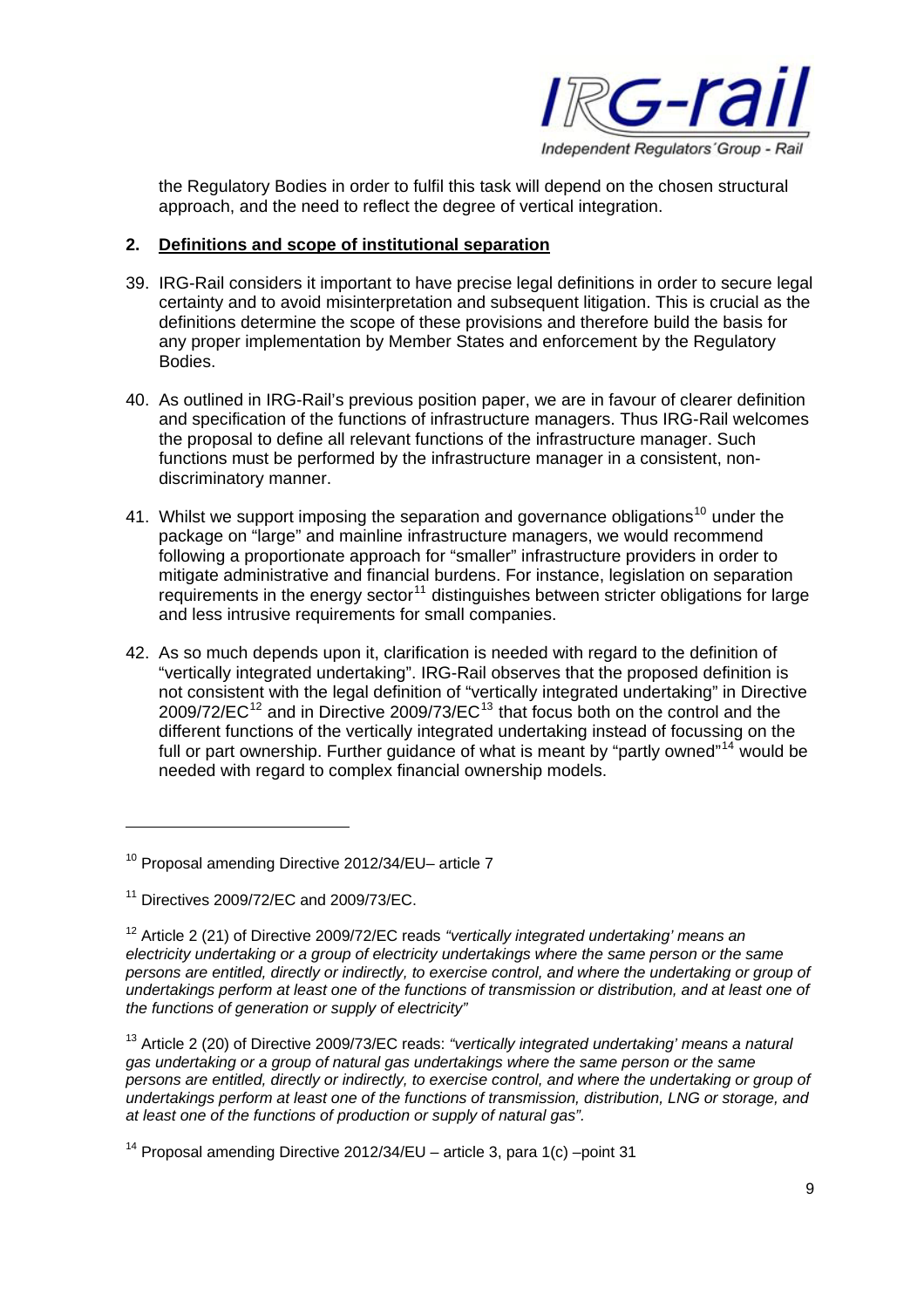the Regulatory Bodies in order to fulfil this task will depend on the chosen structural approach, and the need to reflect the degree of vertical integration.

## 2. Definitions and scope of institutional separation

39. IRG-Rail considers it important to have precise legal definitions in order to secure legal certainty and to avoid misinterpretation and subsequent litigation. This is crucial as the definitions determine the scope of these provisions and therefore build the basis for any proper implementation by Member States and enforcement by the Regulatory Bodies.

40. As outlined in IRG-Rail's previous position paper, we are in favour of clearer definition and specification of the functions of infrastructure managers. Thus IRG-Rail welcomes the proposal to define all relevant functions of the infrastructure manager. Such functions must be performed by the infrastructure manager in a consistent, non-discriminatory manner.

41. Whilst we support imposing the separation and governance obligations[10] under the package on "large" and mainline infrastructure managers, we would recommend following a proportionate approach for "smaller" infrastructure providers in order to mitigate administrative and financial burdens. For instance, legislation on separation requirements in the energy sector[11] distinguishes between stricter obligations for large and less intrusive requirements for small companies.

42. As so much depends upon it, clarification is needed with regard to the definition of "vertically integrated undertaking". IRG-Rail observes that the proposed definition is not consistent with the legal definition of "vertically integrated undertaking" in Directive 2009/72/EC[12] and in Directive 2009/73/EC[13] that focus both on the control and the different functions of the vertically integrated undertaking instead of focussing on the full or part ownership. Further guidance of what is meant by "partly owned"[14] would be needed with regard to complex financial ownership models.

---

[10] Proposal amending Directive 2012/34/EU– article 7

[11] Directives 2009/72/EC and 2009/73/EC.

[12] Article 2 (21) of Directive 2009/72/EC reads *"vertically integrated undertaking' means an electricity undertaking or a group of electricity undertakings where the same person or the same persons are entitled, directly or indirectly, to exercise control, and where the undertaking or group of undertakings perform at least one of the functions of transmission or distribution, and at least one of the functions of generation or supply of electricity"*

[13] Article 2 (20) of Directive 2009/73/EC reads: *"vertically integrated undertaking' means a natural gas undertaking or a group of natural gas undertakings where the same person or the same persons are entitled, directly or indirectly, to exercise control, and where the undertaking or group of undertakings perform at least one of the functions of transmission, distribution, LNG or storage, and at least one of the functions of production or supply of natural gas".*

[14] Proposal amending Directive 2012/34/EU – article 3, para 1(c) –point 31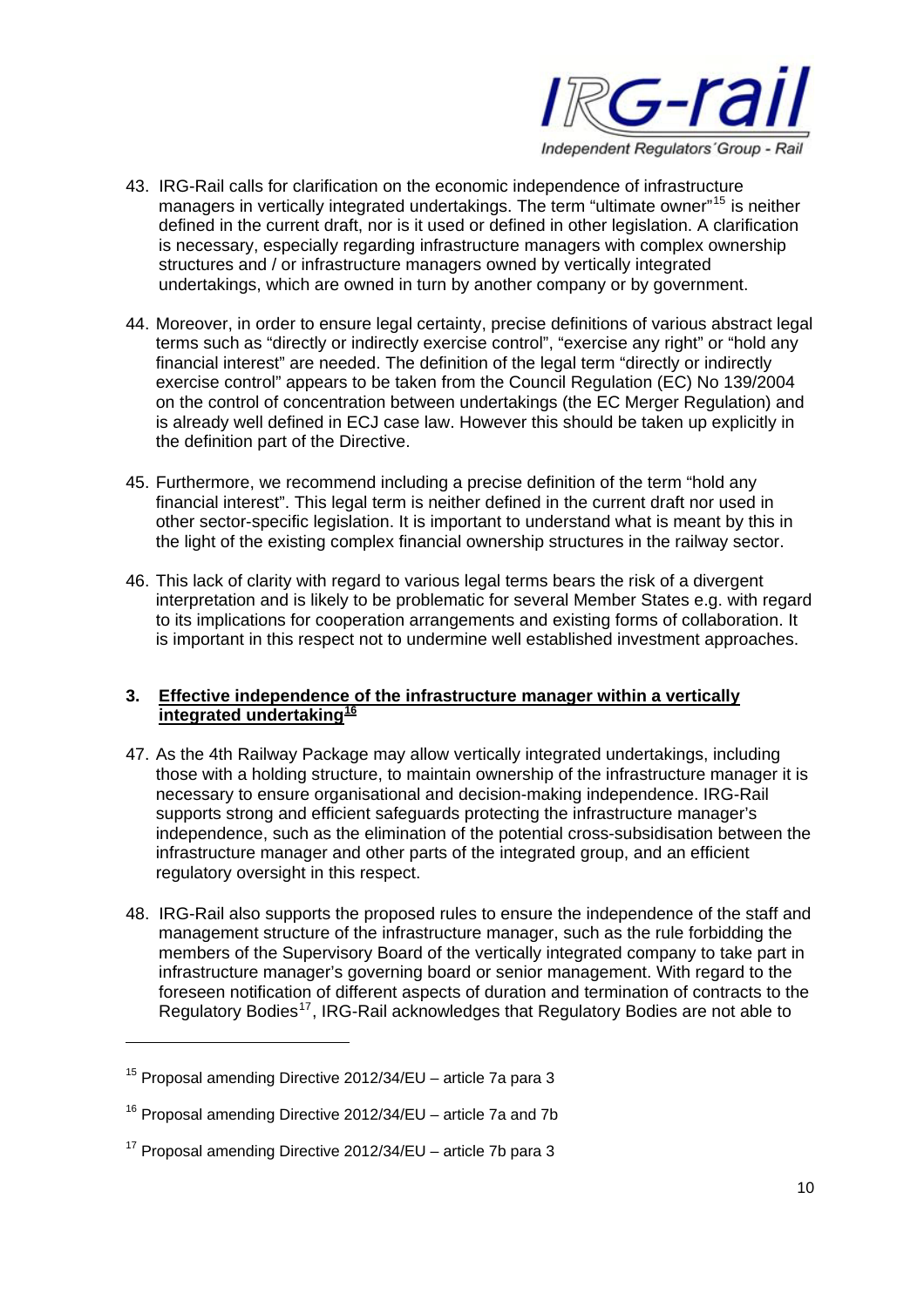43. IRG-Rail calls for clarification on the economic independence of infrastructure managers in vertically integrated undertakings. The term "ultimate owner"[15] is neither defined in the current draft, nor is it used or defined in other legislation. A clarification is necessary, especially regarding infrastructure managers with complex ownership structures and / or infrastructure managers owned by vertically integrated undertakings, which are owned in turn by another company or by government.

44. Moreover, in order to ensure legal certainty, precise definitions of various abstract legal terms such as "directly or indirectly exercise control", "exercise any right" or "hold any financial interest" are needed. The definition of the legal term "directly or indirectly exercise control" appears to be taken from the Council Regulation (EC) No 139/2004 on the control of concentration between undertakings (the EC Merger Regulation) and is already well defined in ECJ case law. However this should be taken up explicitly in the definition part of the Directive.

45. Furthermore, we recommend including a precise definition of the term "hold any financial interest". This legal term is neither defined in the current draft nor used in other sector-specific legislation. It is important to understand what is meant by this in the light of the existing complex financial ownership structures in the railway sector.

46. This lack of clarity with regard to various legal terms bears the risk of a divergent interpretation and is likely to be problematic for several Member States e.g. with regard to its implications for cooperation arrangements and existing forms of collaboration. It is important in this respect not to undermine well established investment approaches.

## 3. Effective independence of the infrastructure manager within a vertically integrated undertaking[16]

47. As the 4th Railway Package may allow vertically integrated undertakings, including those with a holding structure, to maintain ownership of the infrastructure manager it is necessary to ensure organisational and decision-making independence. IRG-Rail supports strong and efficient safeguards protecting the infrastructure manager's independence, such as the elimination of the potential cross-subsidisation between the infrastructure manager and other parts of the integrated group, and an efficient regulatory oversight in this respect.

48. IRG-Rail also supports the proposed rules to ensure the independence of the staff and management structure of the infrastructure manager, such as the rule forbidding the members of the Supervisory Board of the vertically integrated company to take part in infrastructure manager's governing board or senior management. With regard to the foreseen notification of different aspects of duration and termination of contracts to the Regulatory Bodies[17], IRG-Rail acknowledges that Regulatory Bodies are not able to

---

[15] Proposal amending Directive 2012/34/EU – article 7a para 3

[16] Proposal amending Directive 2012/34/EU – article 7a and 7b

[17] Proposal amending Directive 2012/34/EU – article 7b para 3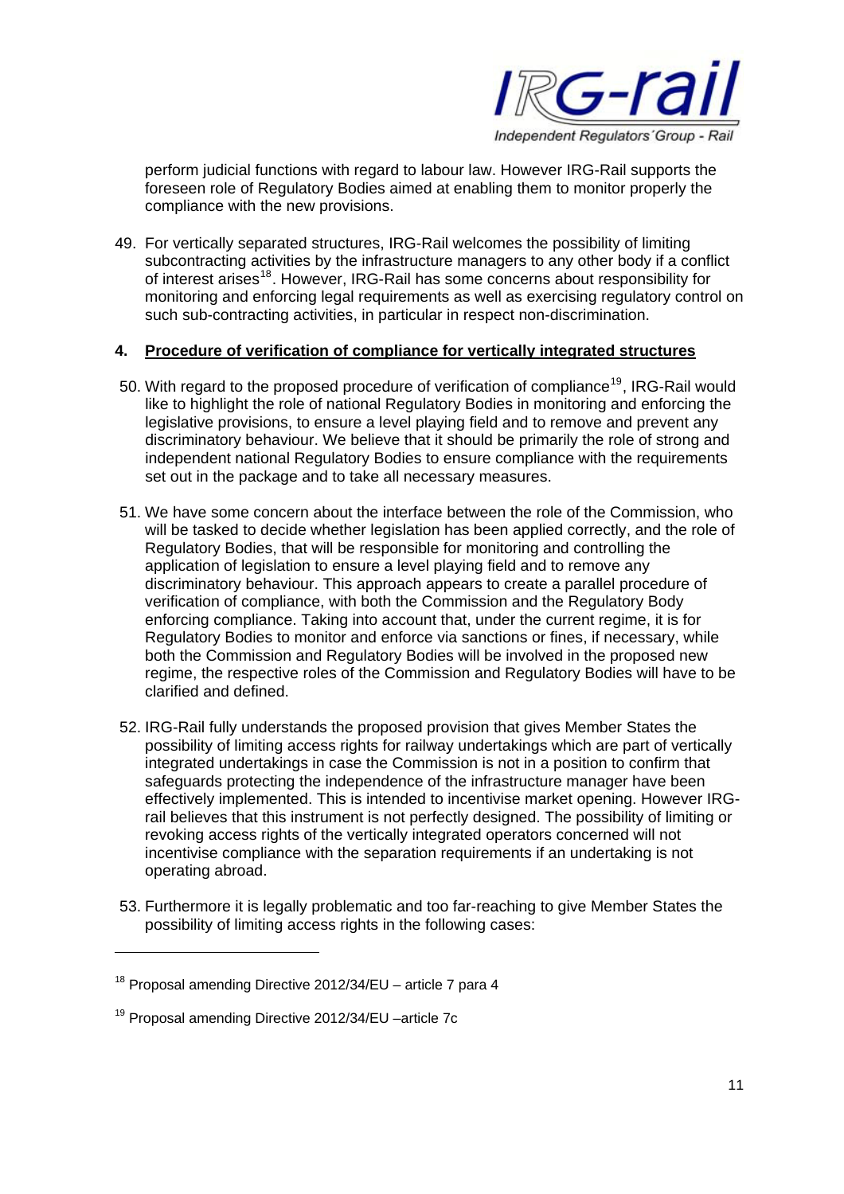perform judicial functions with regard to labour law. However IRG-Rail supports the foreseen role of Regulatory Bodies aimed at enabling them to monitor properly the compliance with the new provisions.

49. For vertically separated structures, IRG-Rail welcomes the possibility of limiting subcontracting activities by the infrastructure managers to any other body if a conflict of interest arises[18]. However, IRG-Rail has some concerns about responsibility for monitoring and enforcing legal requirements as well as exercising regulatory control on such sub-contracting activities, in particular in respect non-discrimination.

#### 4. Procedure of verification of compliance for vertically integrated structures

50. With regard to the proposed procedure of verification of compliance[19], IRG-Rail would like to highlight the role of national Regulatory Bodies in monitoring and enforcing the legislative provisions, to ensure a level playing field and to remove and prevent any discriminatory behaviour. We believe that it should be primarily the role of strong and independent national Regulatory Bodies to ensure compliance with the requirements set out in the package and to take all necessary measures.

51. We have some concern about the interface between the role of the Commission, who will be tasked to decide whether legislation has been applied correctly, and the role of Regulatory Bodies, that will be responsible for monitoring and controlling the application of legislation to ensure a level playing field and to remove any discriminatory behaviour. This approach appears to create a parallel procedure of verification of compliance, with both the Commission and the Regulatory Body enforcing compliance. Taking into account that, under the current regime, it is for Regulatory Bodies to monitor and enforce via sanctions or fines, if necessary, while both the Commission and Regulatory Bodies will be involved in the proposed new regime, the respective roles of the Commission and Regulatory Bodies will have to be clarified and defined.

52. IRG-Rail fully understands the proposed provision that gives Member States the possibility of limiting access rights for railway undertakings which are part of vertically integrated undertakings in case the Commission is not in a position to confirm that safeguards protecting the independence of the infrastructure manager have been effectively implemented. This is intended to incentivise market opening. However IRG-rail believes that this instrument is not perfectly designed. The possibility of limiting or revoking access rights of the vertically integrated operators concerned will not incentivise compliance with the separation requirements if an undertaking is not operating abroad.

53. Furthermore it is legally problematic and too far-reaching to give Member States the possibility of limiting access rights in the following cases:

---

[18] Proposal amending Directive 2012/34/EU – article 7 para 4

[19] Proposal amending Directive 2012/34/EU –article 7c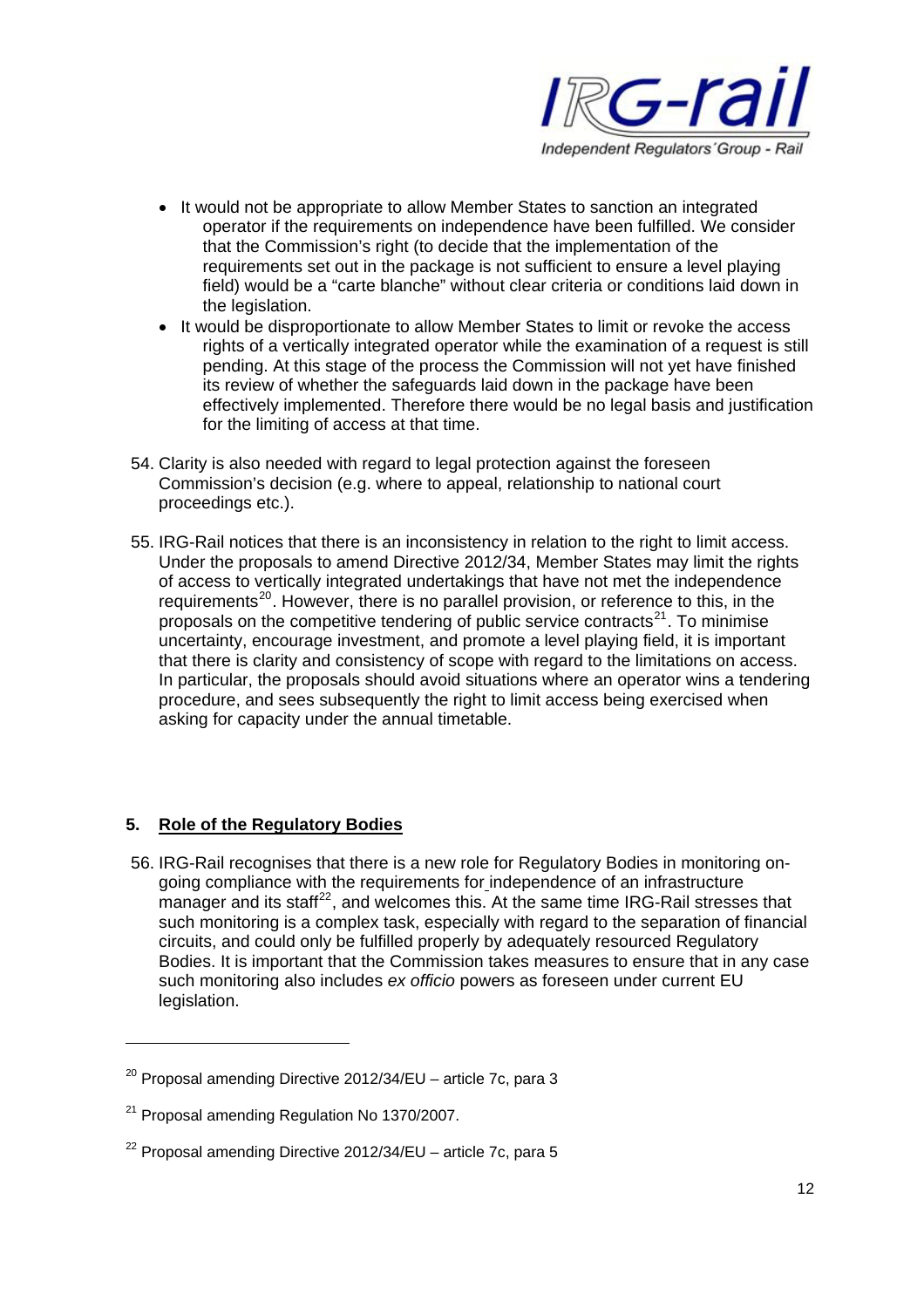- It would not be appropriate to allow Member States to sanction an integrated operator if the requirements on independence have been fulfilled. We consider that the Commission's right (to decide that the implementation of the requirements set out in the package is not sufficient to ensure a level playing field) would be a "carte blanche" without clear criteria or conditions laid down in the legislation.
- It would be disproportionate to allow Member States to limit or revoke the access rights of a vertically integrated operator while the examination of a request is still pending. At this stage of the process the Commission will not yet have finished its review of whether the safeguards laid down in the package have been effectively implemented. Therefore there would be no legal basis and justification for the limiting of access at that time.

54. Clarity is also needed with regard to legal protection against the foreseen Commission's decision (e.g. where to appeal, relationship to national court proceedings etc.).

55. IRG-Rail notices that there is an inconsistency in relation to the right to limit access. Under the proposals to amend Directive 2012/34, Member States may limit the rights of access to vertically integrated undertakings that have not met the independence requirements[20]. However, there is no parallel provision, or reference to this, in the proposals on the competitive tendering of public service contracts[21]. To minimise uncertainty, encourage investment, and promote a level playing field, it is important that there is clarity and consistency of scope with regard to the limitations on access. In particular, the proposals should avoid situations where an operator wins a tendering procedure, and sees subsequently the right to limit access being exercised when asking for capacity under the annual timetable.

## 5. Role of the Regulatory Bodies

56. IRG-Rail recognises that there is a new role for Regulatory Bodies in monitoring on-going compliance with the requirements for independence of an infrastructure manager and its staff[22], and welcomes this. At the same time IRG-Rail stresses that such monitoring is a complex task, especially with regard to the separation of financial circuits, and could only be fulfilled properly by adequately resourced Regulatory Bodies. It is important that the Commission takes measures to ensure that in any case such monitoring also includes *ex officio* powers as foreseen under current EU legislation.

---

[20] Proposal amending Directive 2012/34/EU – article 7c, para 3

[21] Proposal amending Regulation No 1370/2007.

[22] Proposal amending Directive 2012/34/EU – article 7c, para 5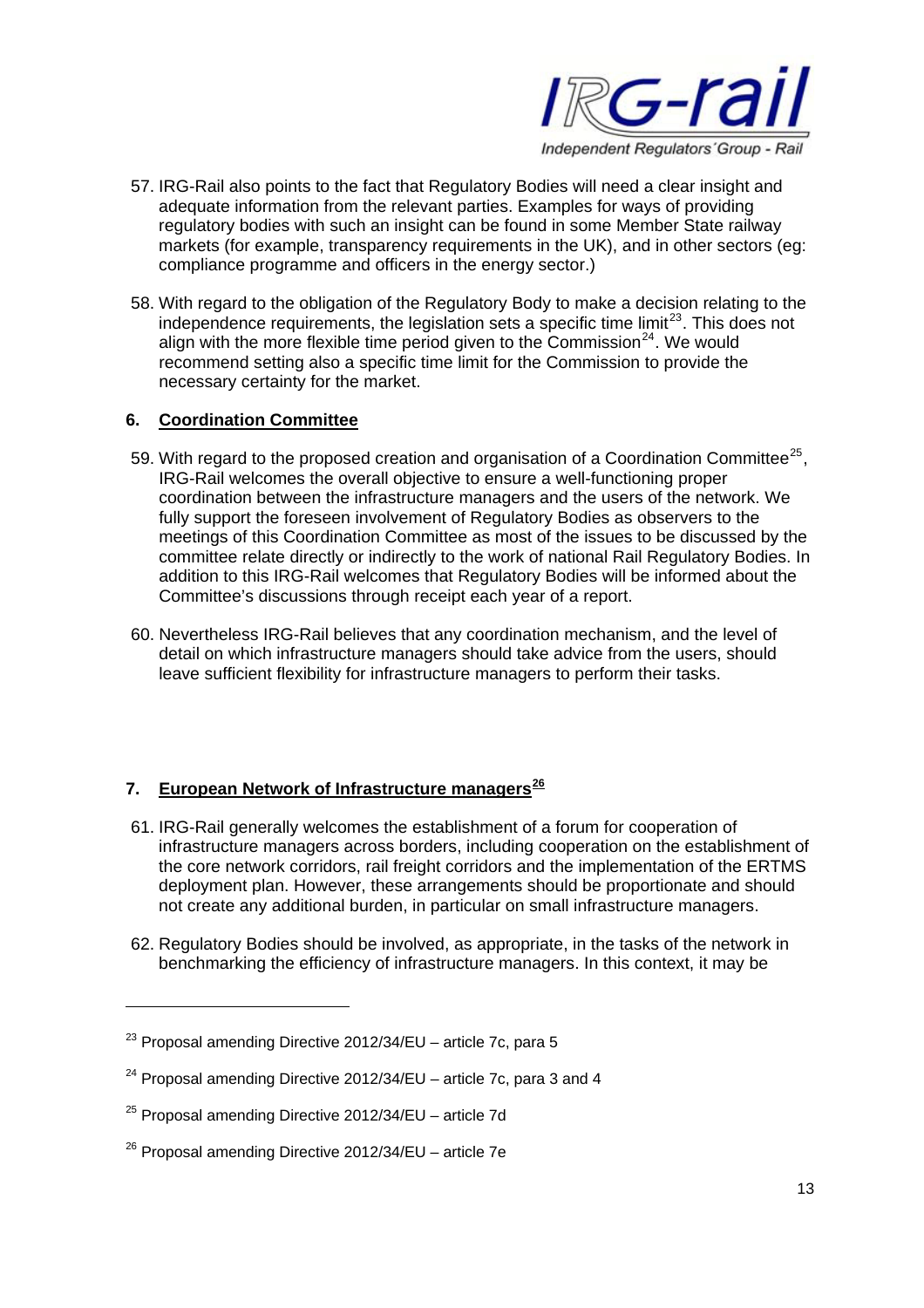57. IRG-Rail also points to the fact that Regulatory Bodies will need a clear insight and adequate information from the relevant parties. Examples for ways of providing regulatory bodies with such an insight can be found in some Member State railway markets (for example, transparency requirements in the UK), and in other sectors (eg: compliance programme and officers in the energy sector.)

58. With regard to the obligation of the Regulatory Body to make a decision relating to the independence requirements, the legislation sets a specific time limit[23]. This does not align with the more flexible time period given to the Commission[24]. We would recommend setting also a specific time limit for the Commission to provide the necessary certainty for the market.

## 6. Coordination Committee

59. With regard to the proposed creation and organisation of a Coordination Committee[25], IRG-Rail welcomes the overall objective to ensure a well-functioning proper coordination between the infrastructure managers and the users of the network. We fully support the foreseen involvement of Regulatory Bodies as observers to the meetings of this Coordination Committee as most of the issues to be discussed by the committee relate directly or indirectly to the work of national Rail Regulatory Bodies. In addition to this IRG-Rail welcomes that Regulatory Bodies will be informed about the Committee's discussions through receipt each year of a report.

60. Nevertheless IRG-Rail believes that any coordination mechanism, and the level of detail on which infrastructure managers should take advice from the users, should leave sufficient flexibility for infrastructure managers to perform their tasks.

## 7. European Network of Infrastructure managers[26]

61. IRG-Rail generally welcomes the establishment of a forum for cooperation of infrastructure managers across borders, including cooperation on the establishment of the core network corridors, rail freight corridors and the implementation of the ERTMS deployment plan. However, these arrangements should be proportionate and should not create any additional burden, in particular on small infrastructure managers.

62. Regulatory Bodies should be involved, as appropriate, in the tasks of the network in benchmarking the efficiency of infrastructure managers. In this context, it may be

---

[23] Proposal amending Directive 2012/34/EU – article 7c, para 5

[24] Proposal amending Directive 2012/34/EU – article 7c, para 3 and 4

[25] Proposal amending Directive 2012/34/EU – article 7d

[26] Proposal amending Directive 2012/34/EU – article 7e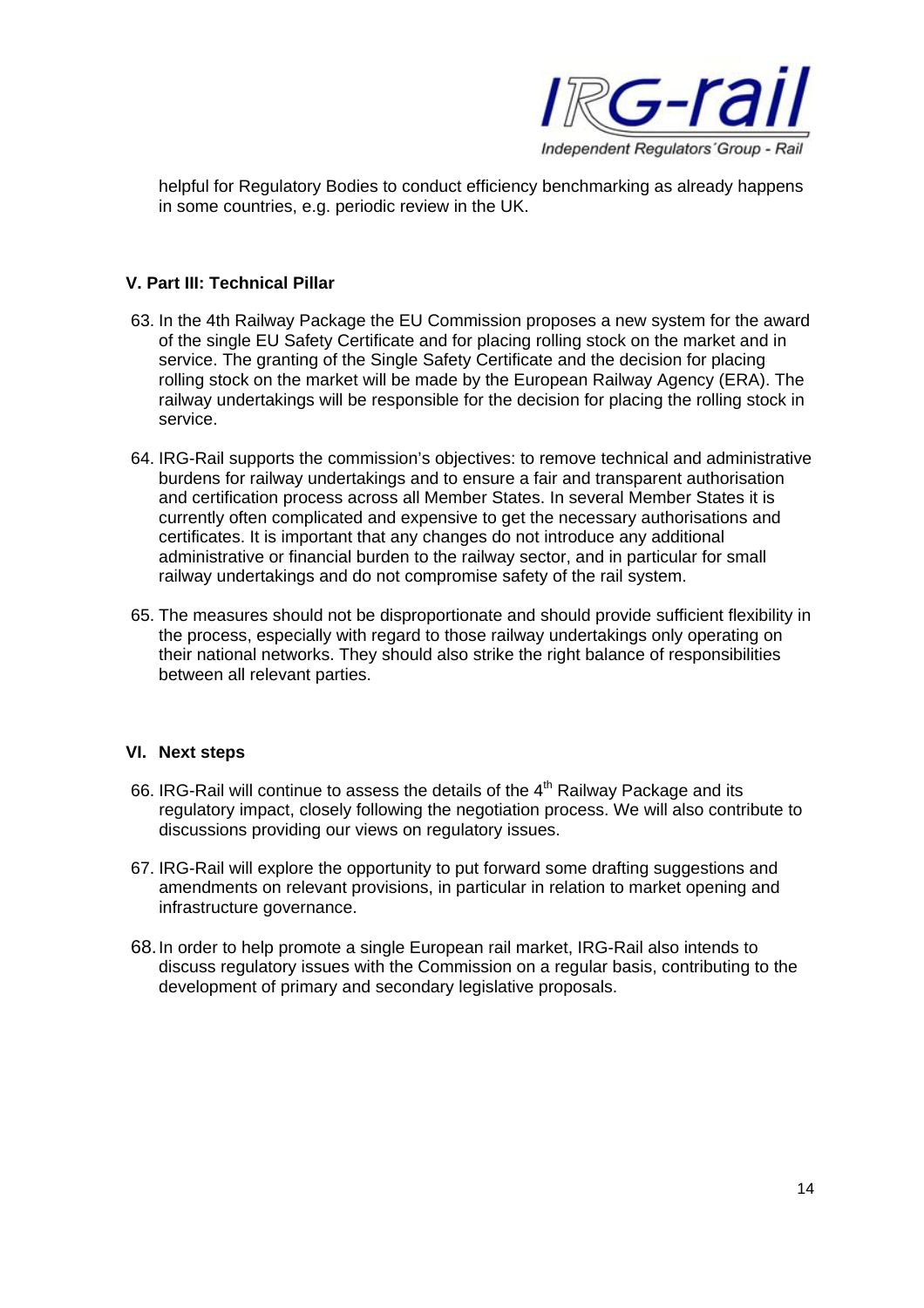helpful for Regulatory Bodies to conduct efficiency benchmarking as already happens in some countries, e.g. periodic review in the UK.

### V. Part III: Technical Pillar

63. In the 4th Railway Package the EU Commission proposes a new system for the award of the single EU Safety Certificate and for placing rolling stock on the market and in service. The granting of the Single Safety Certificate and the decision for placing rolling stock on the market will be made by the European Railway Agency (ERA). The railway undertakings will be responsible for the decision for placing the rolling stock in service.

64. IRG-Rail supports the commission's objectives: to remove technical and administrative burdens for railway undertakings and to ensure a fair and transparent authorisation and certification process across all Member States. In several Member States it is currently often complicated and expensive to get the necessary authorisations and certificates. It is important that any changes do not introduce any additional administrative or financial burden to the railway sector, and in particular for small railway undertakings and do not compromise safety of the rail system.

65. The measures should not be disproportionate and should provide sufficient flexibility in the process, especially with regard to those railway undertakings only operating on their national networks. They should also strike the right balance of responsibilities between all relevant parties.

### VI. Next steps

66. IRG-Rail will continue to assess the details of the 4th Railway Package and its regulatory impact, closely following the negotiation process. We will also contribute to discussions providing our views on regulatory issues.

67. IRG-Rail will explore the opportunity to put forward some drafting suggestions and amendments on relevant provisions, in particular in relation to market opening and infrastructure governance.

68. In order to help promote a single European rail market, IRG-Rail also intends to discuss regulatory issues with the Commission on a regular basis, contributing to the development of primary and secondary legislative proposals.